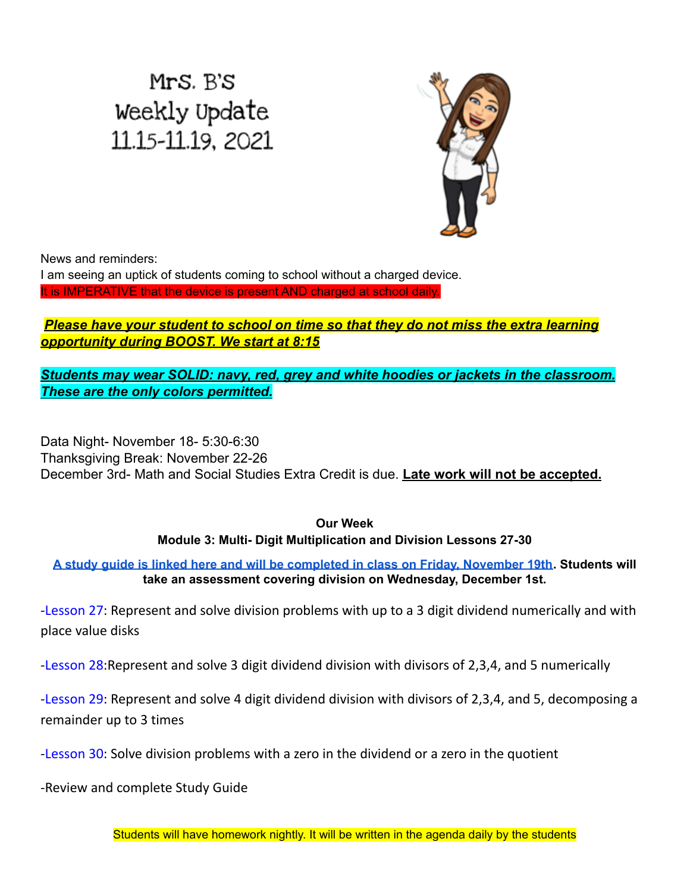# Mrs. B's Weekly Update 11.15-11.19, 2021

News and reminders:
I am seeing an uptick of students coming to school without a charged device.
It is IMPERATIVE that the device is present AND charged at school daily.

***Please have your student to school on time so that they do not miss the extra learning opportunity during BOOST. We start at 8:15***

***Students may wear SOLID: navy, red, grey and white hoodies or jackets in the classroom. These are the only colors permitted.***

Data Night- November 18- 5:30-6:30
Thanksgiving Break: November 22-26
December 3rd- Math and Social Studies Extra Credit is due. **Late work will not be accepted.**

**Our Week**
**Module 3: Multi- Digit Multiplication and Division Lessons 27-30**

A study guide is linked here and will be completed in class on Friday, November 19th. **Students will take an assessment covering division on Wednesday, December 1st.**

-Lesson 27: Represent and solve division problems with up to a 3 digit dividend numerically and with place value disks

-Lesson 28:Represent and solve 3 digit dividend division with divisors of 2,3,4, and 5 numerically

-Lesson 29: Represent and solve 4 digit dividend division with divisors of 2,3,4, and 5, decomposing a remainder up to 3 times

-Lesson 30: Solve division problems with a zero in the dividend or a zero in the quotient

-Review and complete Study Guide

Students will have homework nightly. It will be written in the agenda daily by the students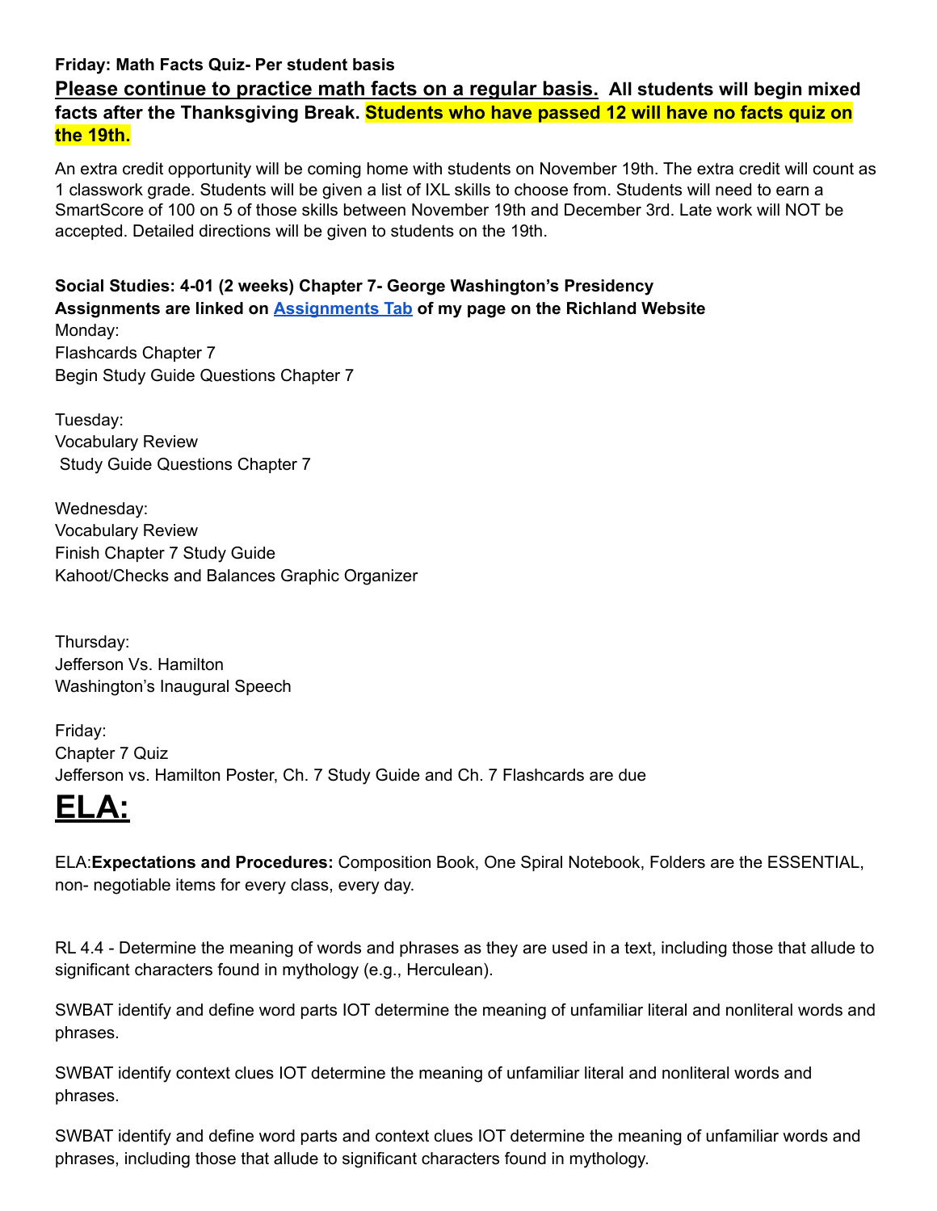**Friday: Math Facts Quiz- Per student basis**

**Please continue to practice math facts on a regular basis. All students will begin mixed facts after the Thanksgiving Break. Students who have passed 12 will have no facts quiz on the 19th.**

An extra credit opportunity will be coming home with students on November 19th. The extra credit will count as 1 classwork grade. Students will be given a list of IXL skills to choose from. Students will need to earn a SmartScore of 100 on 5 of those skills between November 19th and December 3rd. Late work will NOT be accepted. Detailed directions will be given to students on the 19th.

**Social Studies: 4-01 (2 weeks) Chapter 7- George Washington's Presidency**
**Assignments are linked on Assignments Tab of my page on the Richland Website**

Monday:
Flashcards Chapter 7
Begin Study Guide Questions Chapter 7

Tuesday:
Vocabulary Review
Study Guide Questions Chapter 7

Wednesday:
Vocabulary Review
Finish Chapter 7 Study Guide
Kahoot/Checks and Balances Graphic Organizer

Thursday:
Jefferson Vs. Hamilton
Washington's Inaugural Speech

Friday:
Chapter 7 Quiz
Jefferson vs. Hamilton Poster, Ch. 7 Study Guide and Ch. 7 Flashcards are due

# ELA:

ELA:**Expectations and Procedures:** Composition Book, One Spiral Notebook, Folders are the ESSENTIAL, non- negotiable items for every class, every day.

RL 4.4 - Determine the meaning of words and phrases as they are used in a text, including those that allude to significant characters found in mythology (e.g., Herculean).

SWBAT identify and define word parts IOT determine the meaning of unfamiliar literal and nonliteral words and phrases.

SWBAT identify context clues IOT determine the meaning of unfamiliar literal and nonliteral words and phrases.

SWBAT identify and define word parts and context clues IOT determine the meaning of unfamiliar words and phrases, including those that allude to significant characters found in mythology.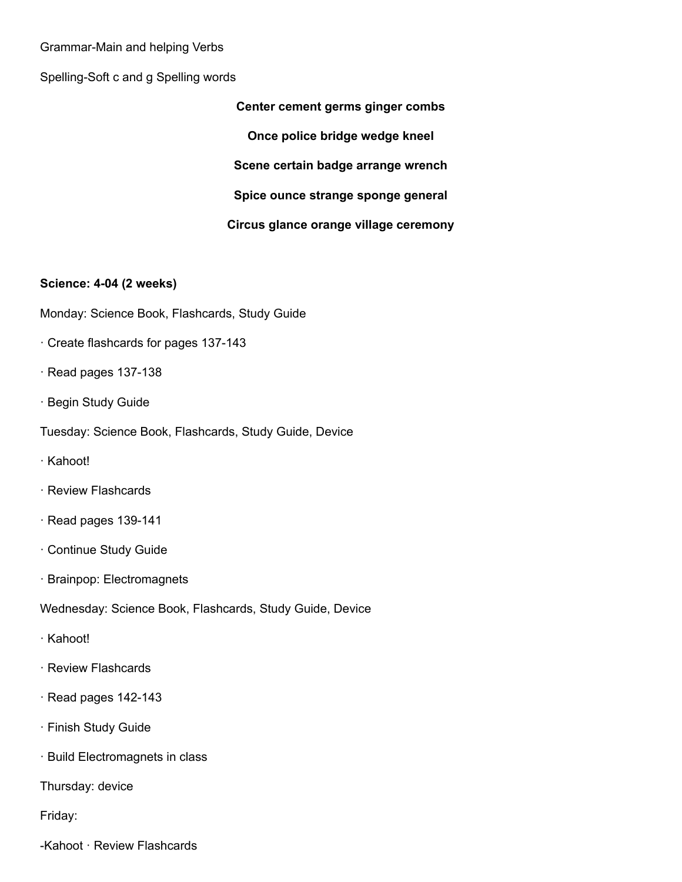Grammar-Main and helping Verbs

Spelling-Soft c and g Spelling words

**Center cement germs ginger combs**

**Once police bridge wedge kneel**

**Scene certain badge arrange wrench**

**Spice ounce strange sponge general**

**Circus glance orange village ceremony**

**Science: 4-04 (2 weeks)**

Monday: Science Book, Flashcards, Study Guide

· Create flashcards for pages 137-143

· Read pages 137-138

· Begin Study Guide

Tuesday: Science Book, Flashcards, Study Guide, Device

· Kahoot!

· Review Flashcards

· Read pages 139-141

· Continue Study Guide

· Brainpop: Electromagnets

Wednesday: Science Book, Flashcards, Study Guide, Device

· Kahoot!

· Review Flashcards

· Read pages 142-143

· Finish Study Guide

· Build Electromagnets in class

Thursday: device

Friday:

-Kahoot · Review Flashcards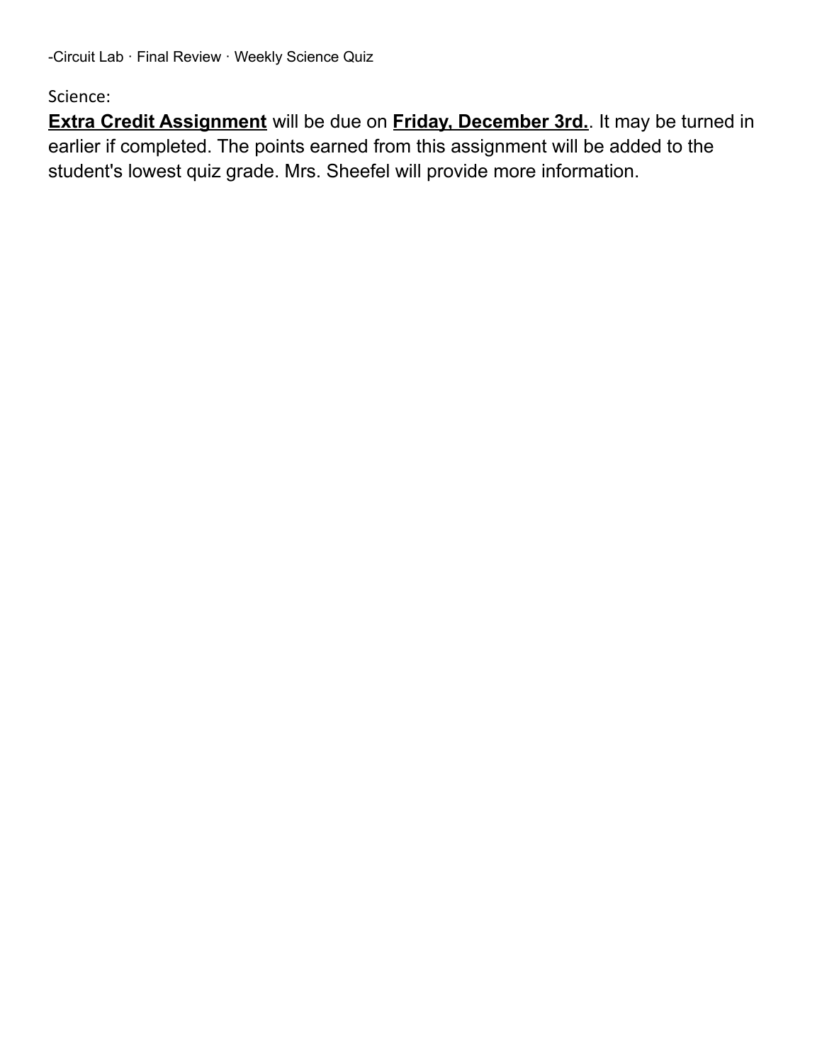-Circuit Lab · Final Review · Weekly Science Quiz

Science:

**Extra Credit Assignment** will be due on **Friday, December 3rd.**. It may be turned in earlier if completed. The points earned from this assignment will be added to the student's lowest quiz grade. Mrs. Sheefel will provide more information.